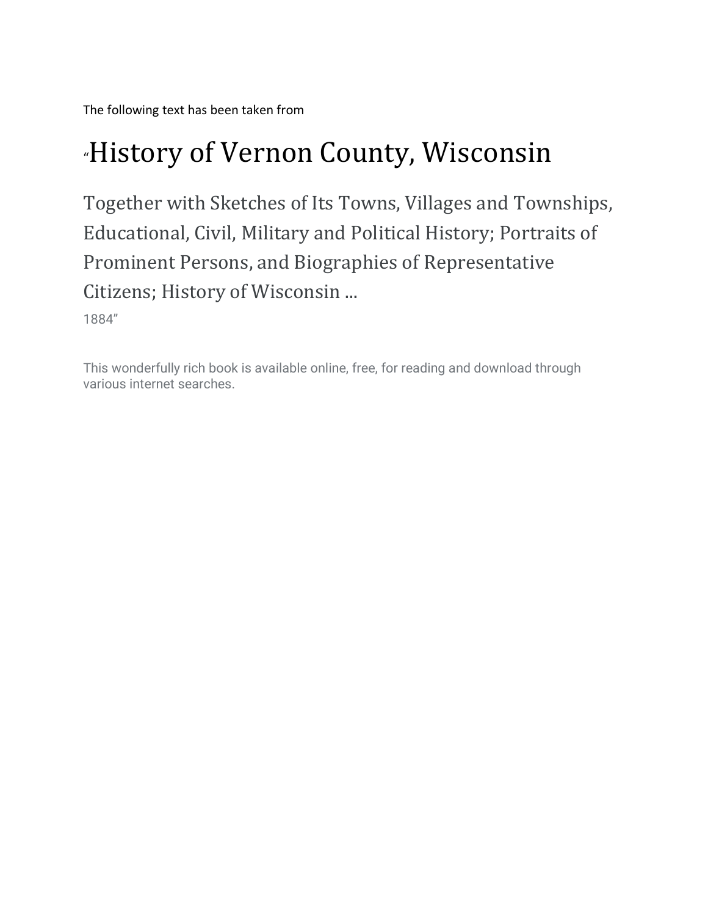The following text has been taken from

# “History of Vernon County, Wisconsin

## Together with Sketches of Its Towns, Villages and Townships, Educational, Civil, Military and Political History; Portraits of Prominent Persons, and Biographies of Representative Citizens; History of Wisconsin ...

1884”

This wonderfully rich book is available online, free, for reading and download through various internet searches.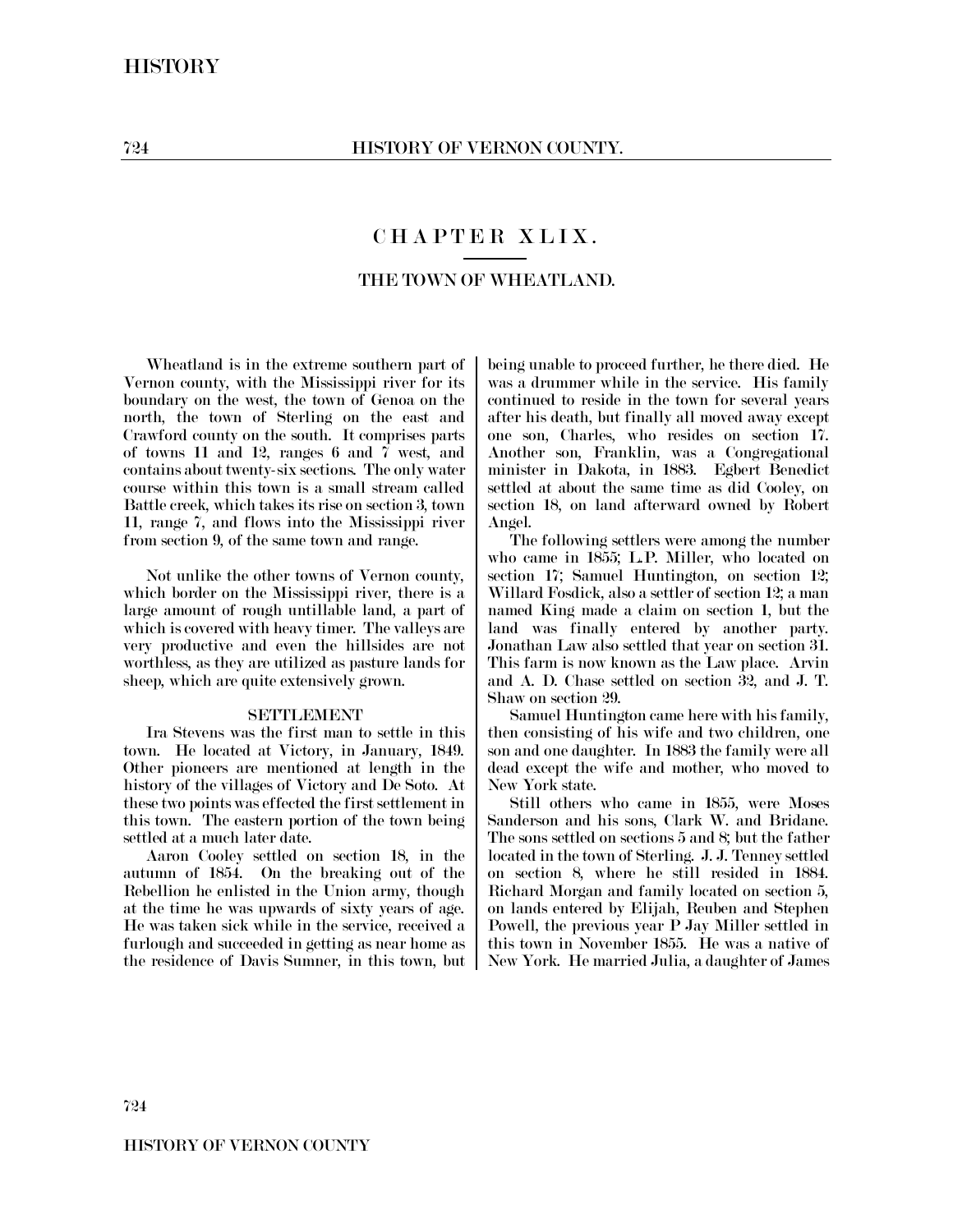# CHAPTER XLIX.

## THE TOWN OF WHEATLAND.

Wheatland is in the extreme southern part of Vernon county, with the Mississippi river for its boundary on the west, the town of Genoa on the north, the town of Sterling on the east and Crawford county on the south. It comprises parts of towns 11 and 12, ranges 6 and 7 west, and contains about twenty-six sections. The only water course within this town is a small stream called Battle creek, which takes its rise on section 3, town 11, range 7, and flows into the Mississippi river from section 9, of the same town and range.

Not unlike the other towns of Vernon county, which border on the Mississippi river, there is a large amount of rough untillable land, a part of which is covered with heavy timer. The valleys are very productive and even the hillsides are not worthless, as they are utilized as pasture lands for sheep, which are quite extensively grown.

### SETTLEMENT

Ira Stevens was the first man to settle in this town. He located at Victory, in January, 1849. Other pioneers are mentioned at length in the history of the villages of Victory and De Soto. At these two points was effected the first settlement in this town. The eastern portion of the town being settled at a much later date.

Aaron Cooley settled on section 18, in the autumn of 1854. On the breaking out of the Rebellion he enlisted in the Union army, though at the time he was upwards of sixty years of age. He was taken sick while in the service, received a furlough and succeeded in getting as near home as the residence of Davis Sumner, in this town, but being unable to proceed further, he there died. He was a drummer while in the service. His family continued to reside in the town for several years after his death, but finally all moved away except one son, Charles, who resides on section 17. Another son, Franklin, was a Congregational minister in Dakota, in 1883. Egbert Benedict settled at about the same time as did Cooley, on section 18, on land afterward owned by Robert Angel.

The following settlers were among the number who came in 1855; L.P. Miller, who located on section 17; Samuel Huntington, on section 12; Willard Fosdick, also a settler of section 12; a man named King made a claim on section 1, but the land was finally entered by another party. Jonathan Law also settled that year on section 31. This farm is now known as the Law place. Arvin and A. D. Chase settled on section 32, and J. T. Shaw on section 29.

Samuel Huntington came here with his family, then consisting of his wife and two children, one son and one daughter. In 1883 the family were all dead except the wife and mother, who moved to New York state.

Still others who came in 1855, were Moses Sanderson and his sons, Clark W. and Bridane. The sons settled on sections 5 and 8; but the father located in the town of Sterling. J. J. Tenney settled on section 8, where he still resided in 1884. Richard Morgan and family located on section 5, on lands entered by Elijah, Reuben and Stephen Powell, the previous year P Jay Miller settled in this town in November 1855. He was a native of New York. He married Julia, a daughter of James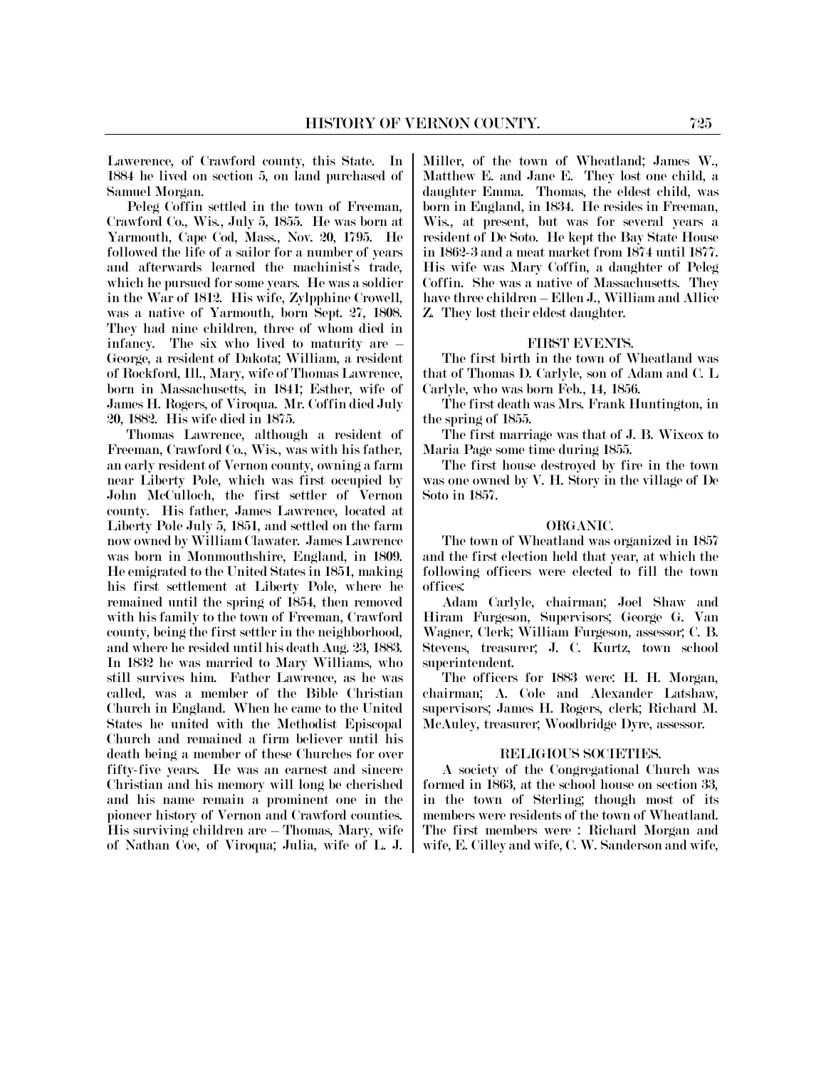Lawerence, of Crawford county, this State. In 1884 he lived on section 5, on land purchased of Samuel Morgan.

Peleg Coffin settled in the town of Freeman, Crawford Co., Wis., July 5, 1855. He was born at Yarmouth, Cape Cod, Mass., Nov. 20, 1795. He followed the life of a sailor for a number of years and afterwards learned the machinist's trade, which he pursued for some years. He was a soldier in the War of 1812. His wife, Zylpphine Crowell, was a native of Yarmouth, born Sept. 27, 1808. They had nine children, three of whom died in infancy. The six who lived to maturity are – George, a resident of Dakota; William, a resident of Rockford, Ill., Mary, wife of Thomas Lawrence, born in Massachusetts, in 1841; Esther, wife of James H. Rogers, of Viroqua. Mr. Coffin died July 20, 1882. His wife died in 1875.

Thomas Lawrence, although a resident of Freeman, Crawford Co., Wis., was with his father, an early resident of Vernon county, owning a farm near Liberty Pole, which was first occupied by John McCulloch, the first settler of Vernon county. His father, James Lawrence, located at Liberty Pole July 5, 1851, and settled on the farm now owned by William Clawater. James Lawrence was born in Monmouthshire, England, in 1809. He emigrated to the United States in 1851, making his first settlement at Liberty Pole, where he remained until the spring of 1854, then removed with his family to the town of Freeman, Crawford county, being the first settler in the neighborhood, and where he resided until his death Aug. 23, 1883. In 1832 he was married to Mary Williams, who still survives him. Father Lawrence, as he was called, was a member of the Bible Christian Church in England. When he came to the United States he united with the Methodist Episcopal Church and remained a firm believer until his death being a member of these Churches for over fifty-five years. He was an earnest and sincere Christian and his memory will long be cherished and his name remain a prominent one in the pioneer history of Vernon and Crawford counties. His surviving children are – Thomas, Mary, wife of Nathan Coe, of Viroqua; Julia, wife of L. J. Miller, of the town of Wheatland; James W., Matthew E. and Jane E. They lost one child, a daughter Emma. Thomas, the eldest child, was born in England, in 1834. He resides in Freeman, Wis., at present, but was for several years a resident of De Soto. He kept the Bay State House in 1862-3 and a meat market from 1874 until 1877. His wife was Mary Coffin, a daughter of Peleg Coffin. She was a native of Massachusetts. They have three children – Ellen J., William and Allice Z. They lost their eldest daughter.

## FIRST EVENTS.

The first birth in the town of Wheatland was that of Thomas D. Carlyle, son of Adam and C. L Carlyle, who was born Feb., 14, 1856.

The first death was Mrs. Frank Huntington, in the spring of 1855.

The first marriage was that of J. B. Wixcox to Maria Page some time during 1855.

The first house destroyed by fire in the town was one owned by V. H. Story in the village of De Soto in 1857.

## ORGANIC.

The town of Wheatland was organized in 1857 and the first election held that year, at which the following officers were elected to fill the town offices:

Adam Carlyle, chairman; Joel Shaw and Hiram Furgeson, Supervisors; George G. Van Wagner, Clerk; William Furgeson, assessor; C. B. Stevens, treasurer; J. C. Kurtz, town school superintendent.

The officers for 1883 were: H. H. Morgan, chairman; A. Cole and Alexander Latshaw, supervisors; James H. Rogers, clerk; Richard M. McAuley, treasurer; Woodbridge Dyre, assessor.

## RELIGIOUS SOCIETIES.

A society of the Congregational Church was formed in 1863, at the school house on section 33, in the town of Sterling; though most of its members were residents of the town of Wheatland. The first members were : Richard Morgan and wife, E. Cilley and wife, C. W. Sanderson and wife,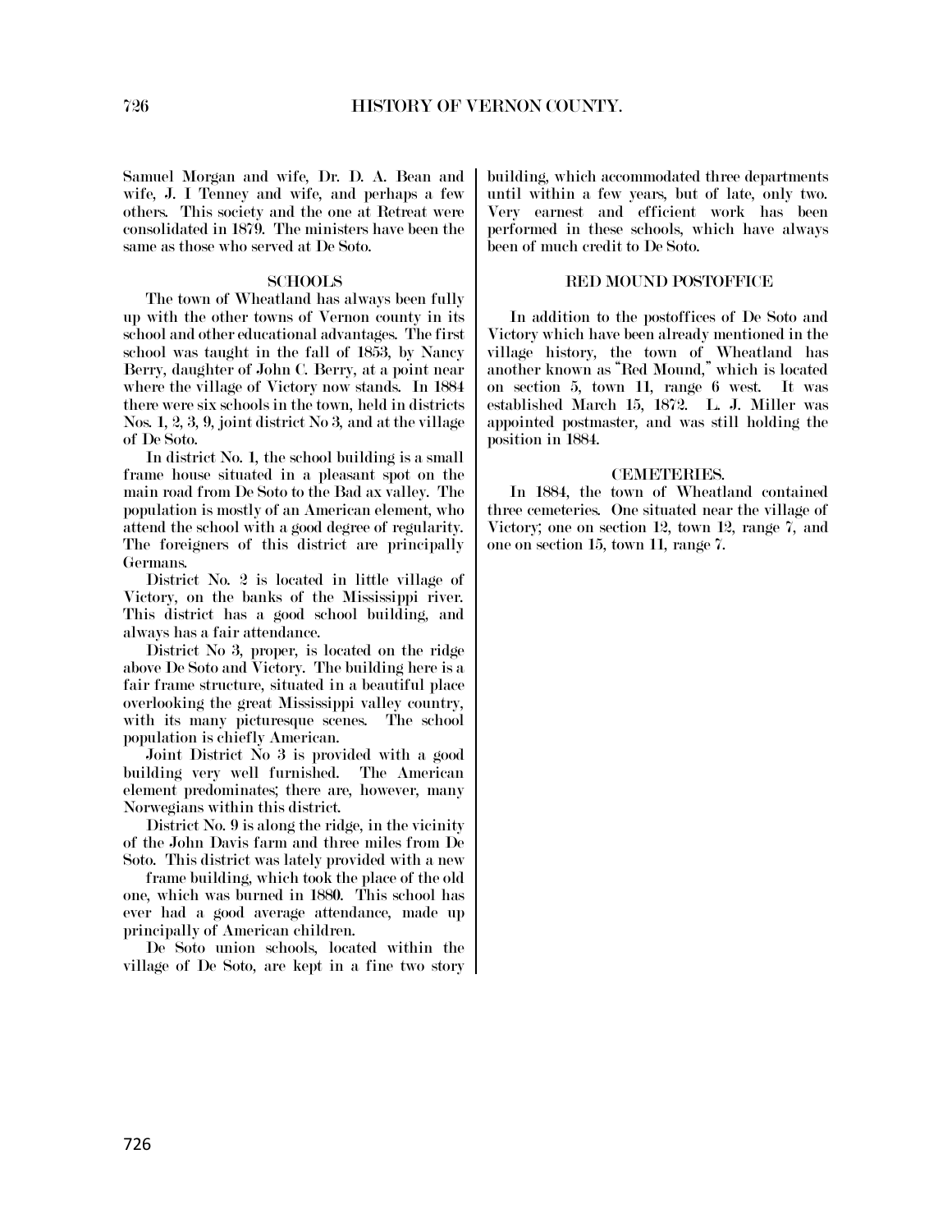Samuel Morgan and wife, Dr. D. A. Bean and wife, J. I Tenney and wife, and perhaps a few others. This society and the one at Retreat were consolidated in 1879. The ministers have been the same as those who served at De Soto.

## SCHOOLS

The town of Wheatland has always been fully up with the other towns of Vernon county in its school and other educational advantages. The first school was taught in the fall of 1853, by Nancy Berry, daughter of John C. Berry, at a point near where the village of Victory now stands. In 1884 there were six schools in the town, held in districts Nos. 1, 2, 3, 9, joint district No 3, and at the village of De Soto.

In district No. 1, the school building is a small frame house situated in a pleasant spot on the main road from De Soto to the Bad ax valley. The population is mostly of an American element, who attend the school with a good degree of regularity. The foreigners of this district are principally Germans.

District No. 2 is located in little village of Victory, on the banks of the Mississippi river. This district has a good school building, and always has a fair attendance.

District No 3, proper, is located on the ridge above De Soto and Victory. The building here is a fair frame structure, situated in a beautiful place overlooking the great Mississippi valley country, with its many picturesque scenes. The school population is chiefly American.

Joint District No 3 is provided with a good building very well furnished. The American element predominates; there are, however, many Norwegians within this district.

District No. 9 is along the ridge, in the vicinity of the John Davis farm and three miles from De Soto. This district was lately provided with a new frame building, which took the place of the old one, which was burned in 1880. This school has ever had a good average attendance, made up principally of American children.

De Soto union schools, located within the village of De Soto, are kept in a fine two story building, which accommodated three departments until within a few years, but of late, only two. Very earnest and efficient work has been performed in these schools, which have always been of much credit to De Soto.

## RED MOUND POSTOFFICE

In addition to the postoffices of De Soto and Victory which have been already mentioned in the village history, the town of Wheatland has another known as "Red Mound," which is located on section 5, town 11, range 6 west. It was established March 15, 1872. L. J. Miller was appointed postmaster, and was still holding the position in 1884.

## CEMETERIES.

In 1884, the town of Wheatland contained three cemeteries. One situated near the village of Victory; one on section 12, town 12, range 7, and one on section 15, town 11, range 7.